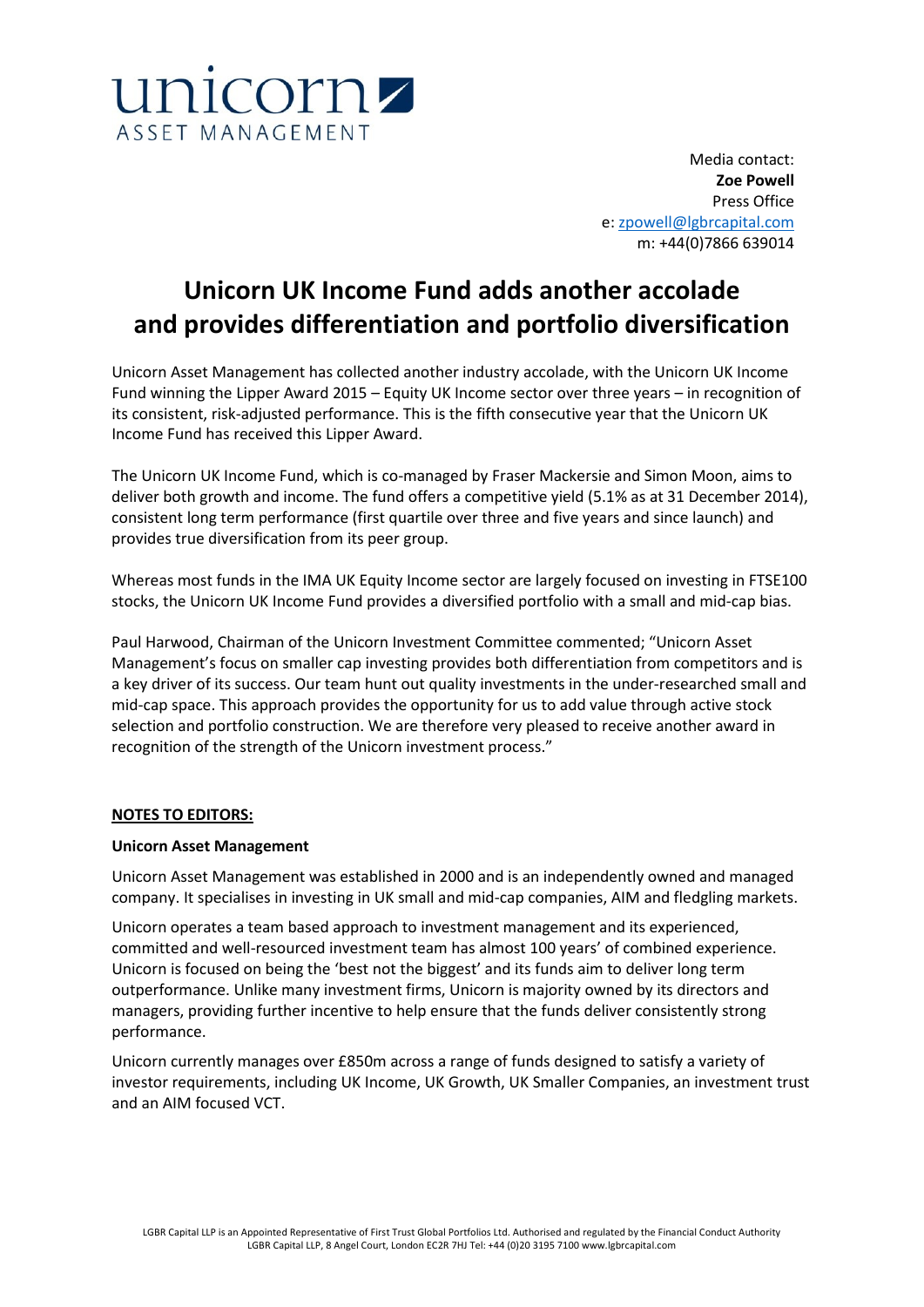unicorn
ASSET MANAGEMENT

Media contact:
**Zoe Powell**
Press Office
e: zpowell@lgbrcapital.com
m: +44(0)7866 639014

# Unicorn UK Income Fund adds another accolade and provides differentiation and portfolio diversification

Unicorn Asset Management has collected another industry accolade, with the Unicorn UK Income Fund winning the Lipper Award 2015 – Equity UK Income sector over three years – in recognition of its consistent, risk-adjusted performance. This is the fifth consecutive year that the Unicorn UK Income Fund has received this Lipper Award.

The Unicorn UK Income Fund, which is co-managed by Fraser Mackersie and Simon Moon, aims to deliver both growth and income. The fund offers a competitive yield (5.1% as at 31 December 2014), consistent long term performance (first quartile over three and five years and since launch) and provides true diversification from its peer group.

Whereas most funds in the IMA UK Equity Income sector are largely focused on investing in FTSE100 stocks, the Unicorn UK Income Fund provides a diversified portfolio with a small and mid-cap bias.

Paul Harwood, Chairman of the Unicorn Investment Committee commented; "Unicorn Asset Management's focus on smaller cap investing provides both differentiation from competitors and is a key driver of its success. Our team hunt out quality investments in the under-researched small and mid-cap space. This approach provides the opportunity for us to add value through active stock selection and portfolio construction. We are therefore very pleased to receive another award in recognition of the strength of the Unicorn investment process."

## NOTES TO EDITORS:

**Unicorn Asset Management**

Unicorn Asset Management was established in 2000 and is an independently owned and managed company. It specialises in investing in UK small and mid-cap companies, AIM and fledgling markets.

Unicorn operates a team based approach to investment management and its experienced, committed and well-resourced investment team has almost 100 years' of combined experience. Unicorn is focused on being the 'best not the biggest' and its funds aim to deliver long term outperformance. Unlike many investment firms, Unicorn is majority owned by its directors and managers, providing further incentive to help ensure that the funds deliver consistently strong performance.

Unicorn currently manages over £850m across a range of funds designed to satisfy a variety of investor requirements, including UK Income, UK Growth, UK Smaller Companies, an investment trust and an AIM focused VCT.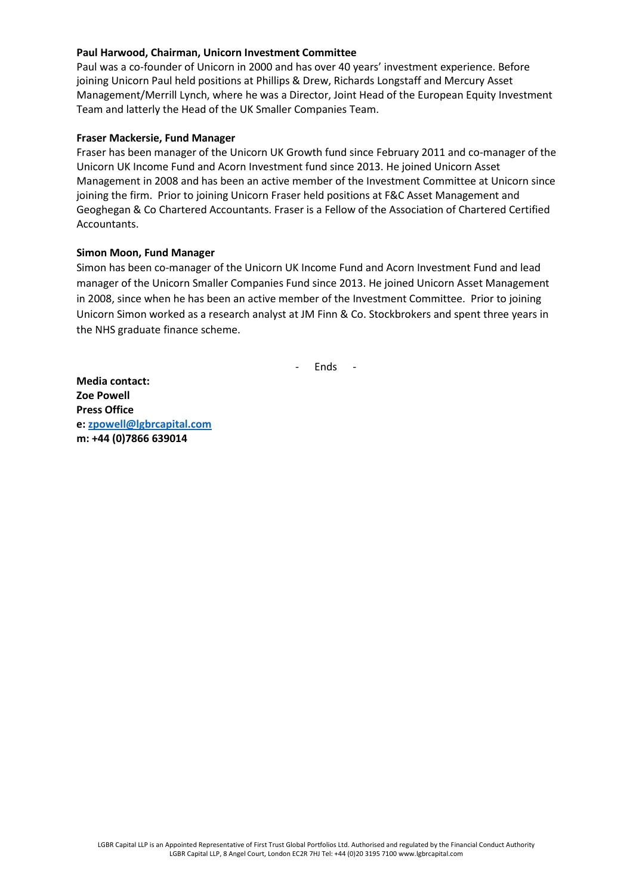**Paul Harwood, Chairman, Unicorn Investment Committee**

Paul was a co-founder of Unicorn in 2000 and has over 40 years' investment experience. Before joining Unicorn Paul held positions at Phillips & Drew, Richards Longstaff and Mercury Asset Management/Merrill Lynch, where he was a Director, Joint Head of the European Equity Investment Team and latterly the Head of the UK Smaller Companies Team.

**Fraser Mackersie, Fund Manager**

Fraser has been manager of the Unicorn UK Growth fund since February 2011 and co-manager of the Unicorn UK Income Fund and Acorn Investment fund since 2013. He joined Unicorn Asset Management in 2008 and has been an active member of the Investment Committee at Unicorn since joining the firm. Prior to joining Unicorn Fraser held positions at F&C Asset Management and Geoghegan & Co Chartered Accountants. Fraser is a Fellow of the Association of Chartered Certified Accountants.

**Simon Moon, Fund Manager**

Simon has been co-manager of the Unicorn UK Income Fund and Acorn Investment Fund and lead manager of the Unicorn Smaller Companies Fund since 2013. He joined Unicorn Asset Management in 2008, since when he has been an active member of the Investment Committee. Prior to joining Unicorn Simon worked as a research analyst at JM Finn & Co. Stockbrokers and spent three years in the NHS graduate finance scheme.

\- Ends -

**Media contact:**
**Zoe Powell**
**Press Office**
**e: zpowell@lgbrcapital.com**
**m: +44 (0)7866 639014**

LGBR Capital LLP is an Appointed Representative of First Trust Global Portfolios Ltd. Authorised and regulated by the Financial Conduct Authority
LGBR Capital LLP, 8 Angel Court, London EC2R 7HJ Tel: +44 (0)20 3195 7100 www.lgbrcapital.com